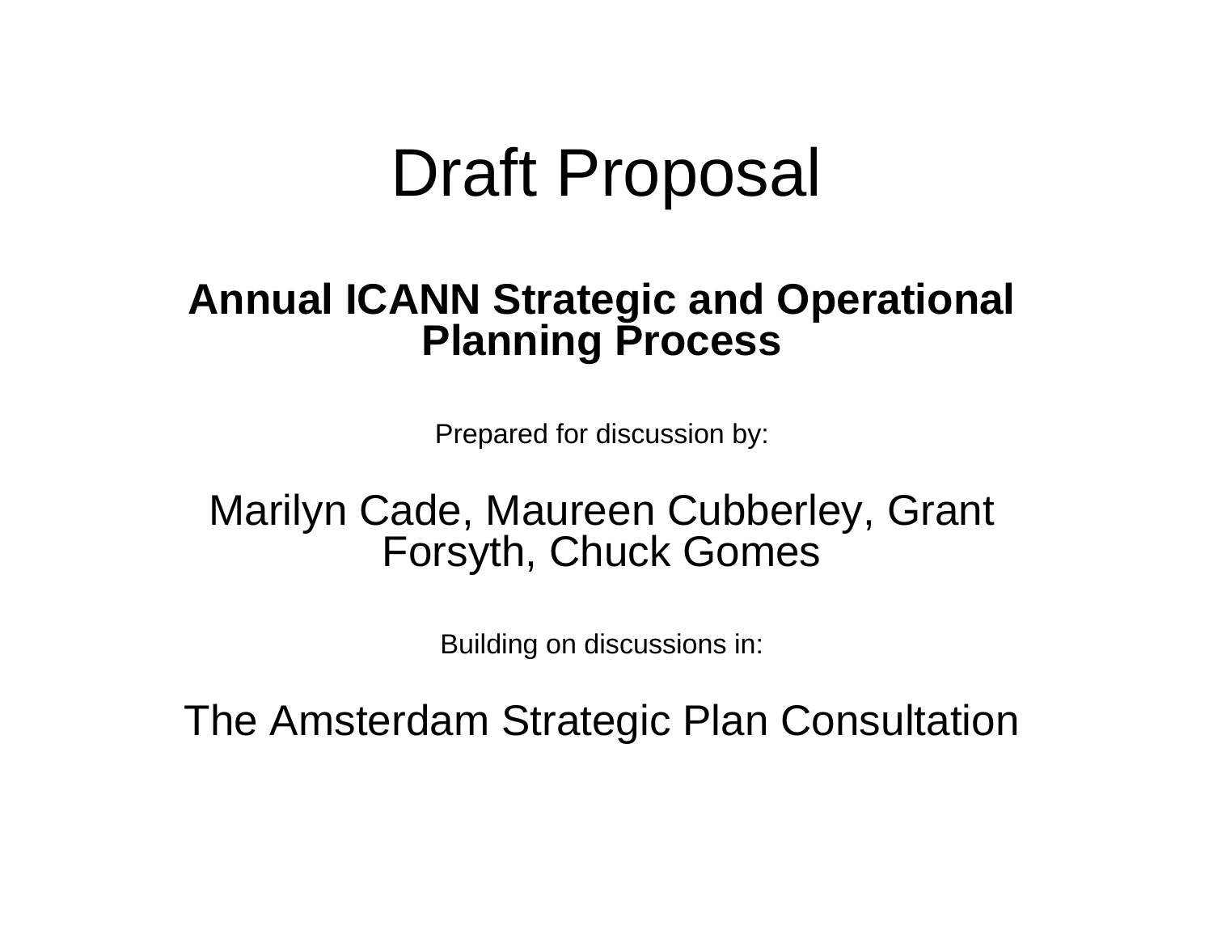# Draft Proposal

## Annual ICANN Strategic and Operational Planning Process

Prepared for discussion by:

Marilyn Cade, Maureen Cubberley, Grant Forsyth, Chuck Gomes

Building on discussions in:

The Amsterdam Strategic Plan Consultation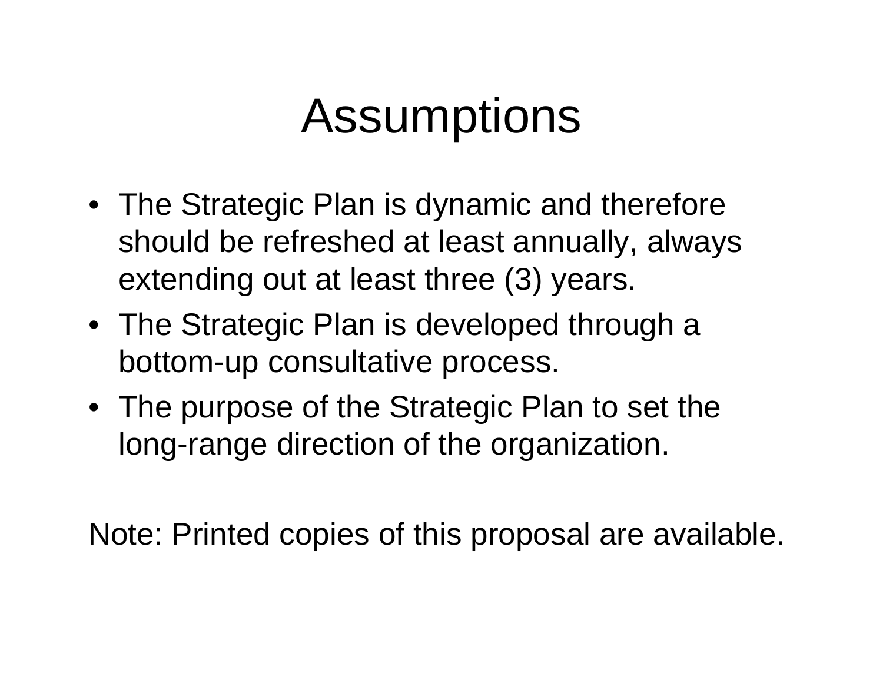# Assumptions

- The Strategic Plan is dynamic and therefore should be refreshed at least annually, always extending out at least three (3) years.
- The Strategic Plan is developed through a bottom-up consultative process.
- The purpose of the Strategic Plan to set the long-range direction of the organization.

Note: Printed copies of this proposal are available.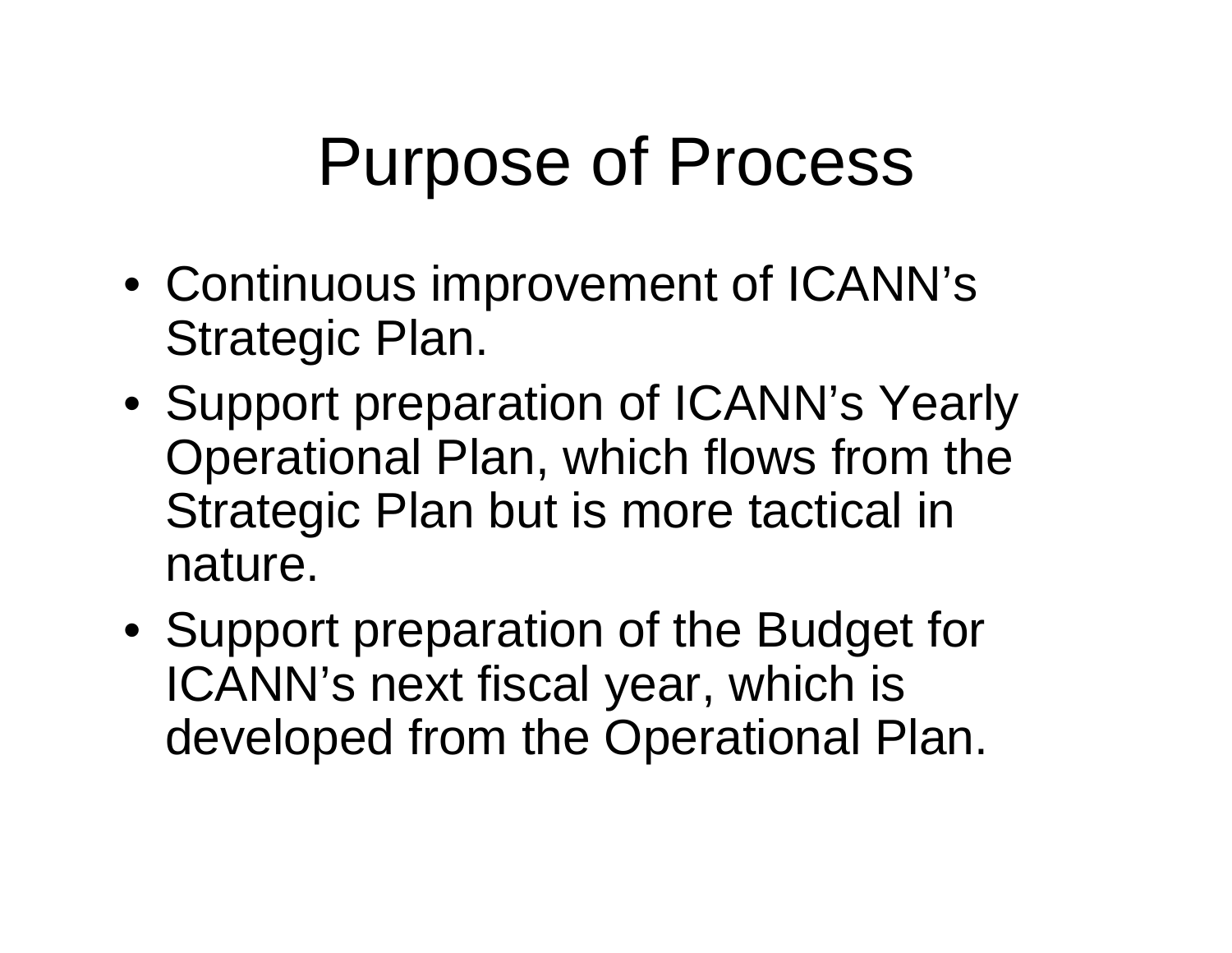# Purpose of Process

- Continuous improvement of ICANN's Strategic Plan.
- Support preparation of ICANN's Yearly Operational Plan, which flows from the Strategic Plan but is more tactical in nature.
- Support preparation of the Budget for ICANN's next fiscal year, which is developed from the Operational Plan.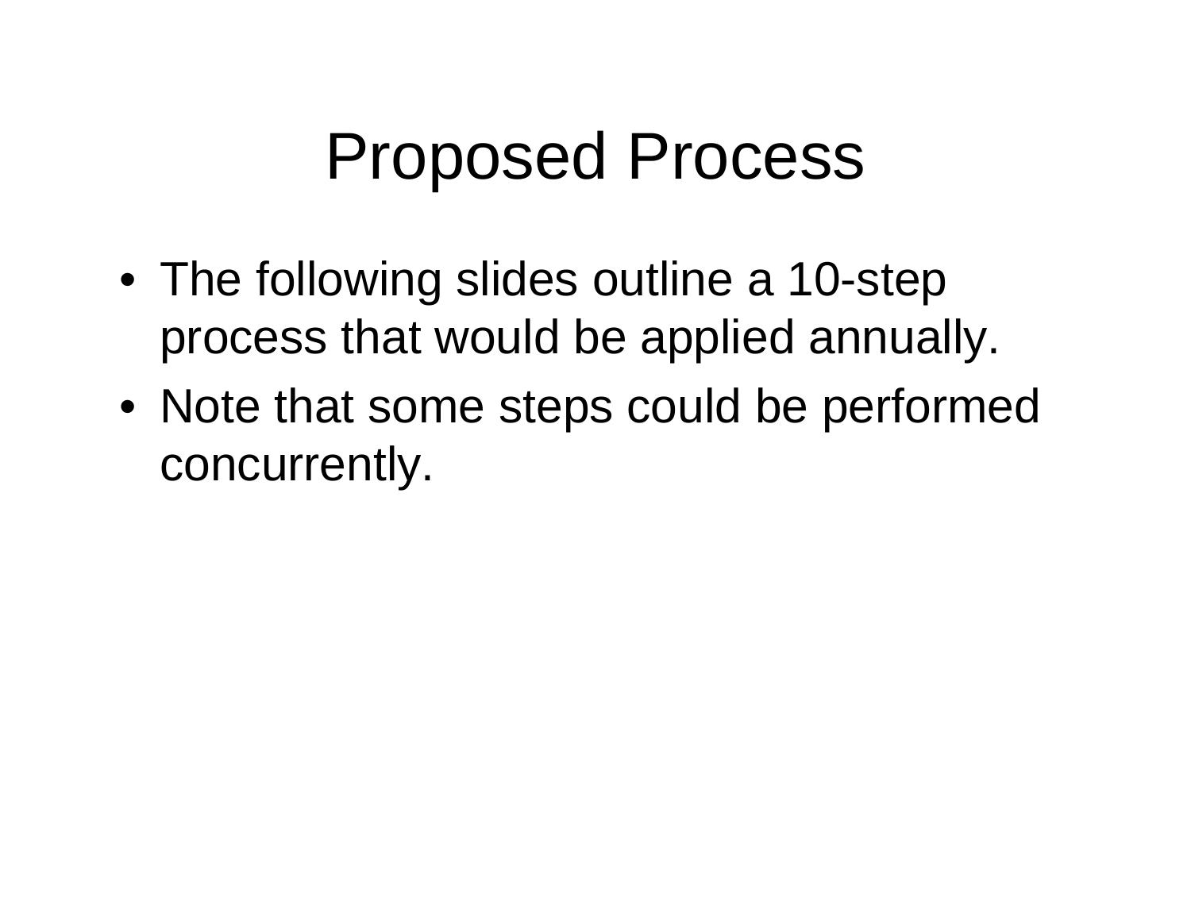# Proposed Process

- The following slides outline a 10-step process that would be applied annually.
- Note that some steps could be performed concurrently.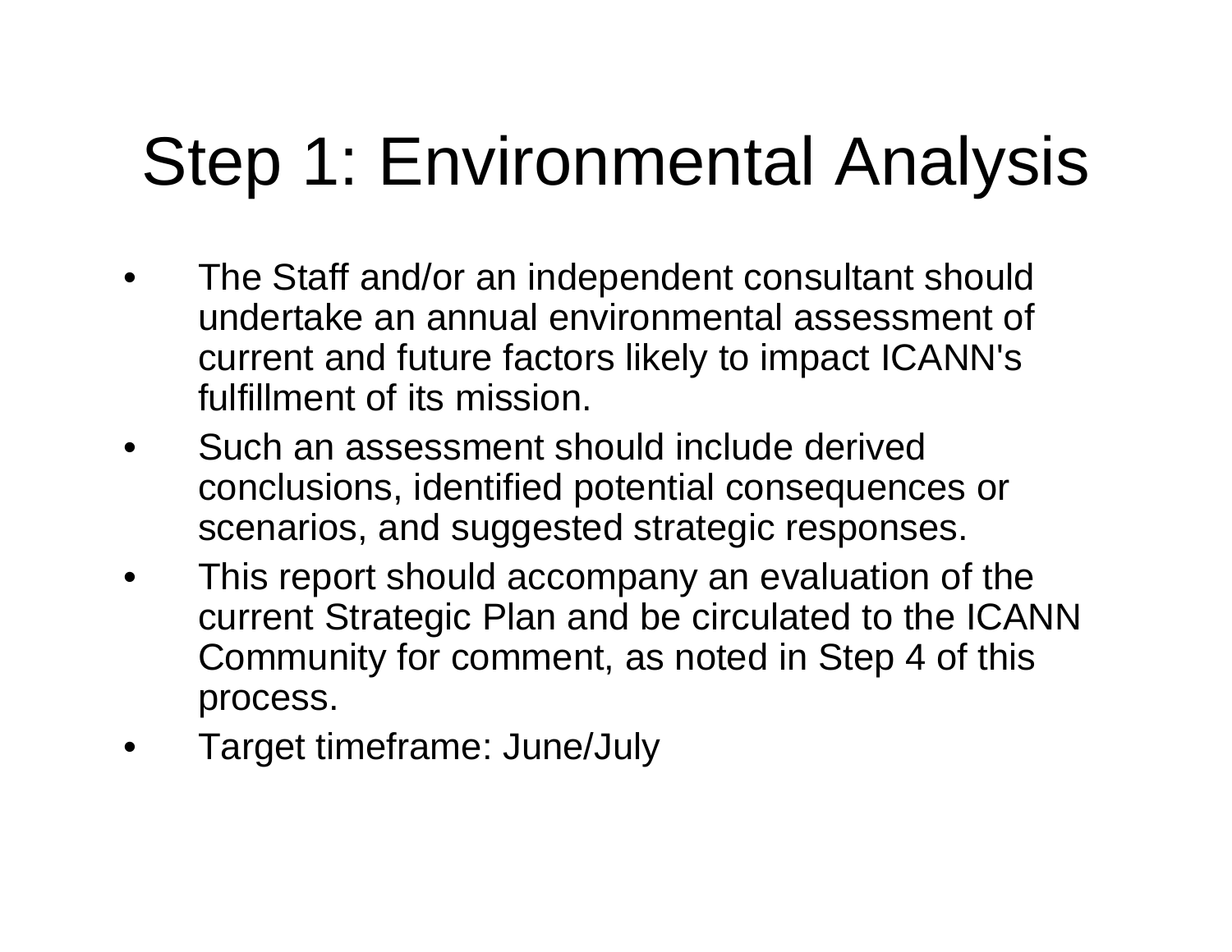# Step 1: Environmental Analysis

- The Staff and/or an independent consultant should undertake an annual environmental assessment of current and future factors likely to impact ICANN's fulfillment of its mission.
- Such an assessment should include derived conclusions, identified potential consequences or scenarios, and suggested strategic responses.
- This report should accompany an evaluation of the current Strategic Plan and be circulated to the ICANN Community for comment, as noted in Step 4 of this process.
- Target timeframe: June/July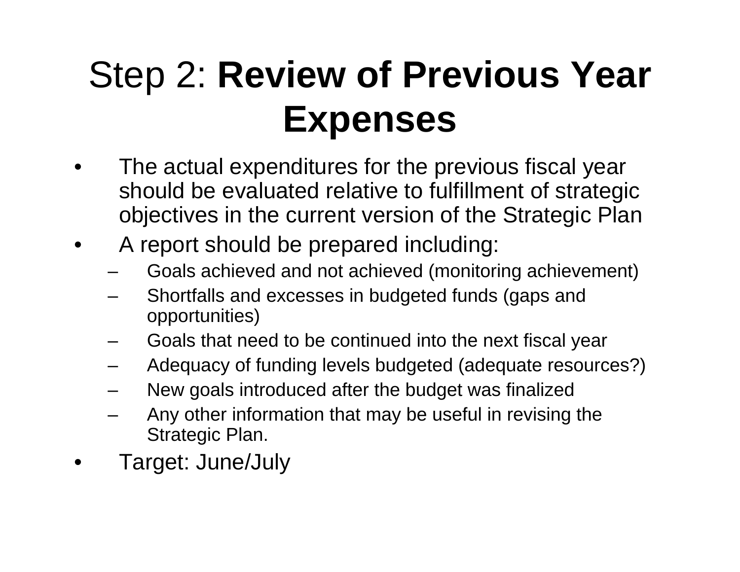# Step 2: **Review of Previous Year Expenses**

- The actual expenditures for the previous fiscal year should be evaluated relative to fulfillment of strategic objectives in the current version of the Strategic Plan
- A report should be prepared including:
  - Goals achieved and not achieved (monitoring achievement)
  - Shortfalls and excesses in budgeted funds (gaps and opportunities)
  - Goals that need to be continued into the next fiscal year
  - Adequacy of funding levels budgeted (adequate resources?)
  - New goals introduced after the budget was finalized
  - Any other information that may be useful in revising the Strategic Plan.
- Target: June/July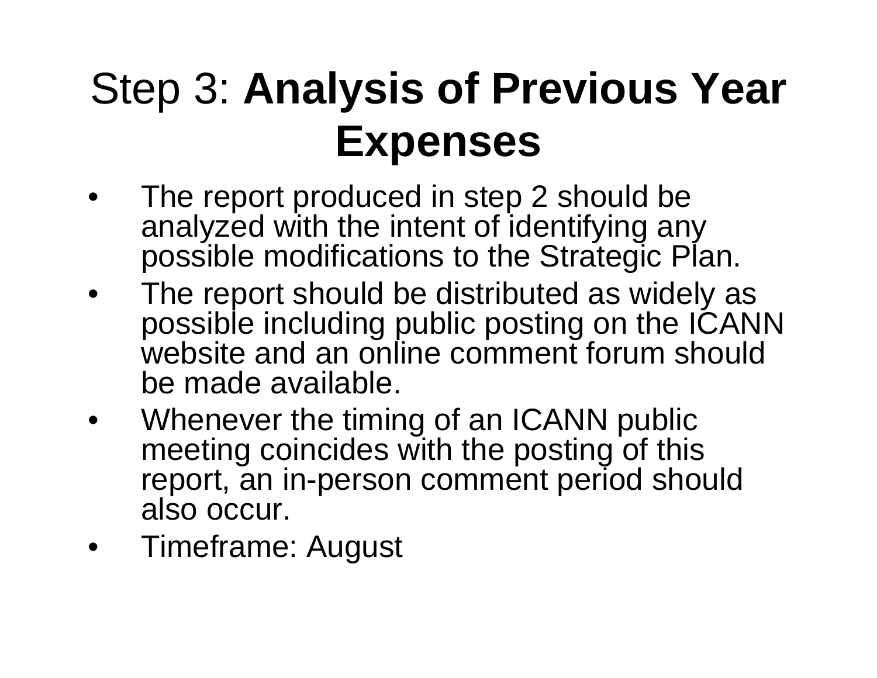# Step 3: **Analysis of Previous Year Expenses**

- The report produced in step 2 should be analyzed with the intent of identifying any possible modifications to the Strategic Plan.
- The report should be distributed as widely as possible including public posting on the ICANN website and an online comment forum should be made available.
- Whenever the timing of an ICANN public meeting coincides with the posting of this report, an in-person comment period should also occur.
- Timeframe: August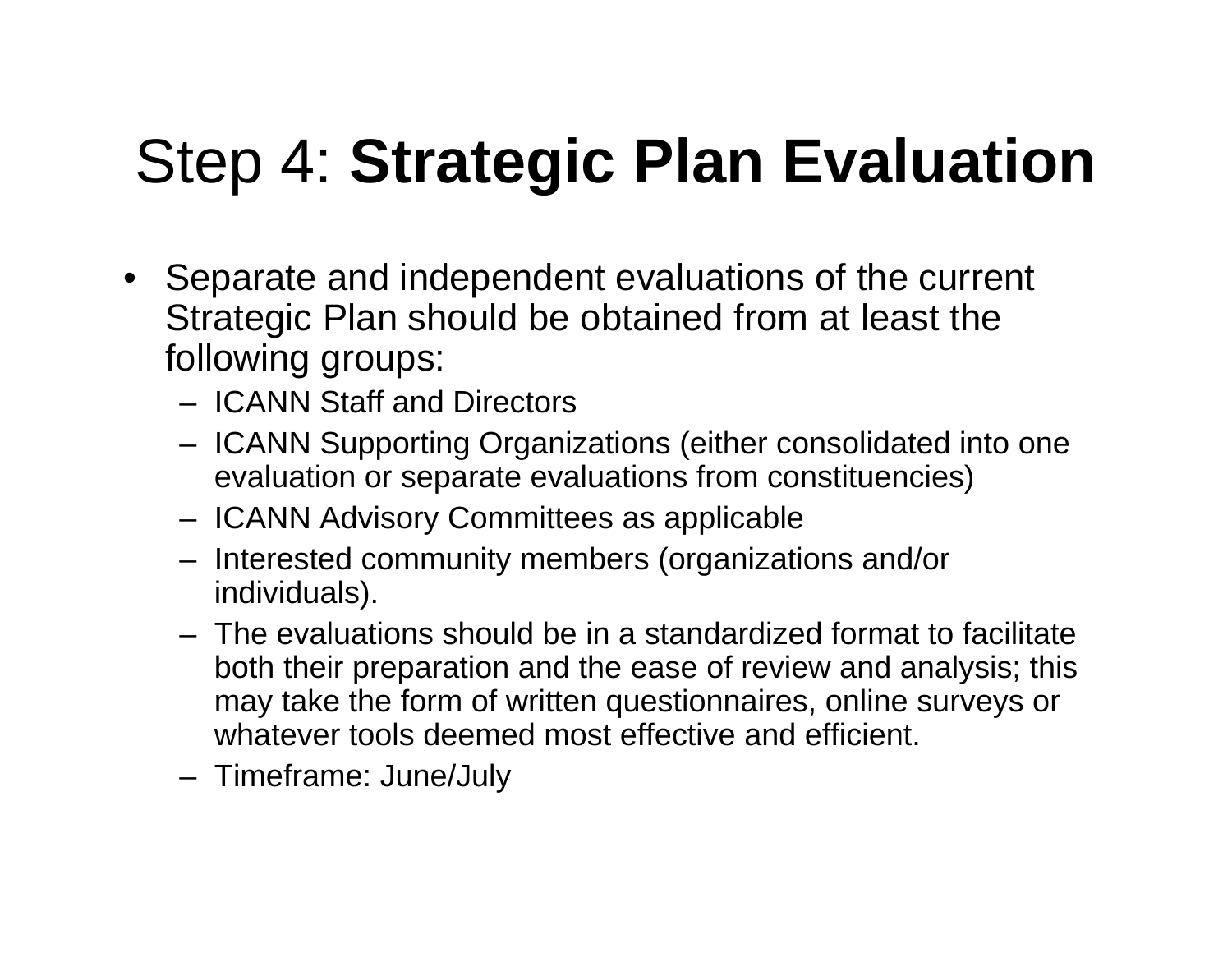# Step 4: **Strategic Plan Evaluation**

- Separate and independent evaluations of the current Strategic Plan should be obtained from at least the following groups:
  - ICANN Staff and Directors
  - ICANN Supporting Organizations (either consolidated into one evaluation or separate evaluations from constituencies)
  - ICANN Advisory Committees as applicable
  - Interested community members (organizations and/or individuals).
  - The evaluations should be in a standardized format to facilitate both their preparation and the ease of review and analysis; this may take the form of written questionnaires, online surveys or whatever tools deemed most effective and efficient.
  - Timeframe: June/July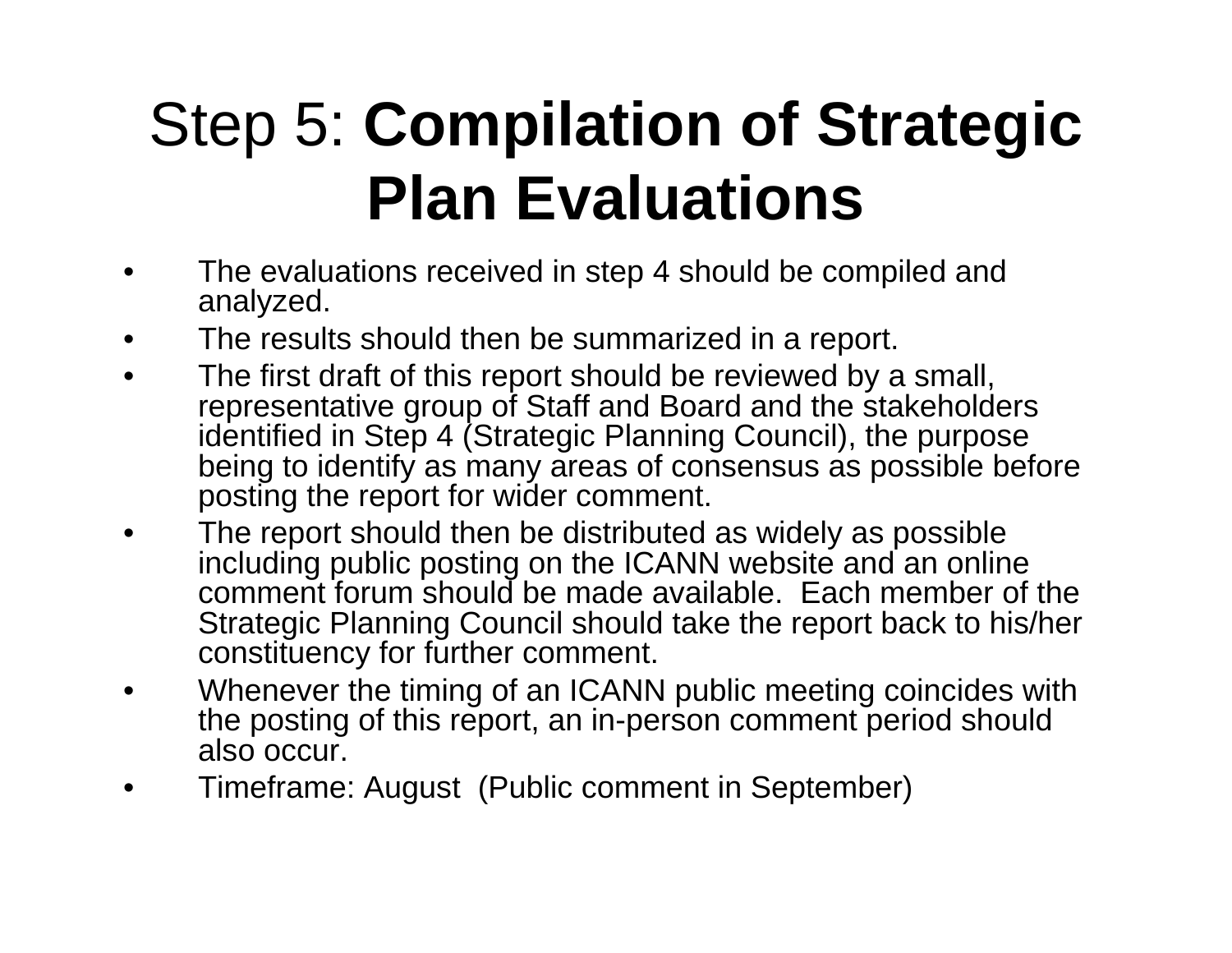# Step 5: **Compilation of Strategic Plan Evaluations**

- The evaluations received in step 4 should be compiled and analyzed.
- The results should then be summarized in a report.
- The first draft of this report should be reviewed by a small, representative group of Staff and Board and the stakeholders identified in Step 4 (Strategic Planning Council), the purpose being to identify as many areas of consensus as possible before posting the report for wider comment.
- The report should then be distributed as widely as possible including public posting on the ICANN website and an online comment forum should be made available. Each member of the Strategic Planning Council should take the report back to his/her constituency for further comment.
- Whenever the timing of an ICANN public meeting coincides with the posting of this report, an in-person comment period should also occur.
- Timeframe: August (Public comment in September)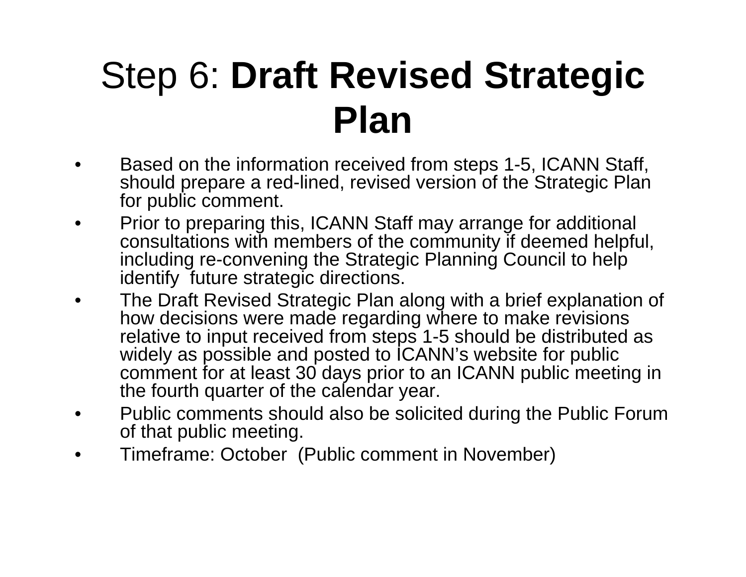# Step 6: **Draft Revised Strategic Plan**

- Based on the information received from steps 1-5, ICANN Staff, should prepare a red-lined, revised version of the Strategic Plan for public comment.
- Prior to preparing this, ICANN Staff may arrange for additional consultations with members of the community if deemed helpful, including re-convening the Strategic Planning Council to help identify future strategic directions.
- The Draft Revised Strategic Plan along with a brief explanation of how decisions were made regarding where to make revisions relative to input received from steps 1-5 should be distributed as widely as possible and posted to ICANN's website for public comment for at least 30 days prior to an ICANN public meeting in the fourth quarter of the calendar year.
- Public comments should also be solicited during the Public Forum of that public meeting.
- Timeframe: October (Public comment in November)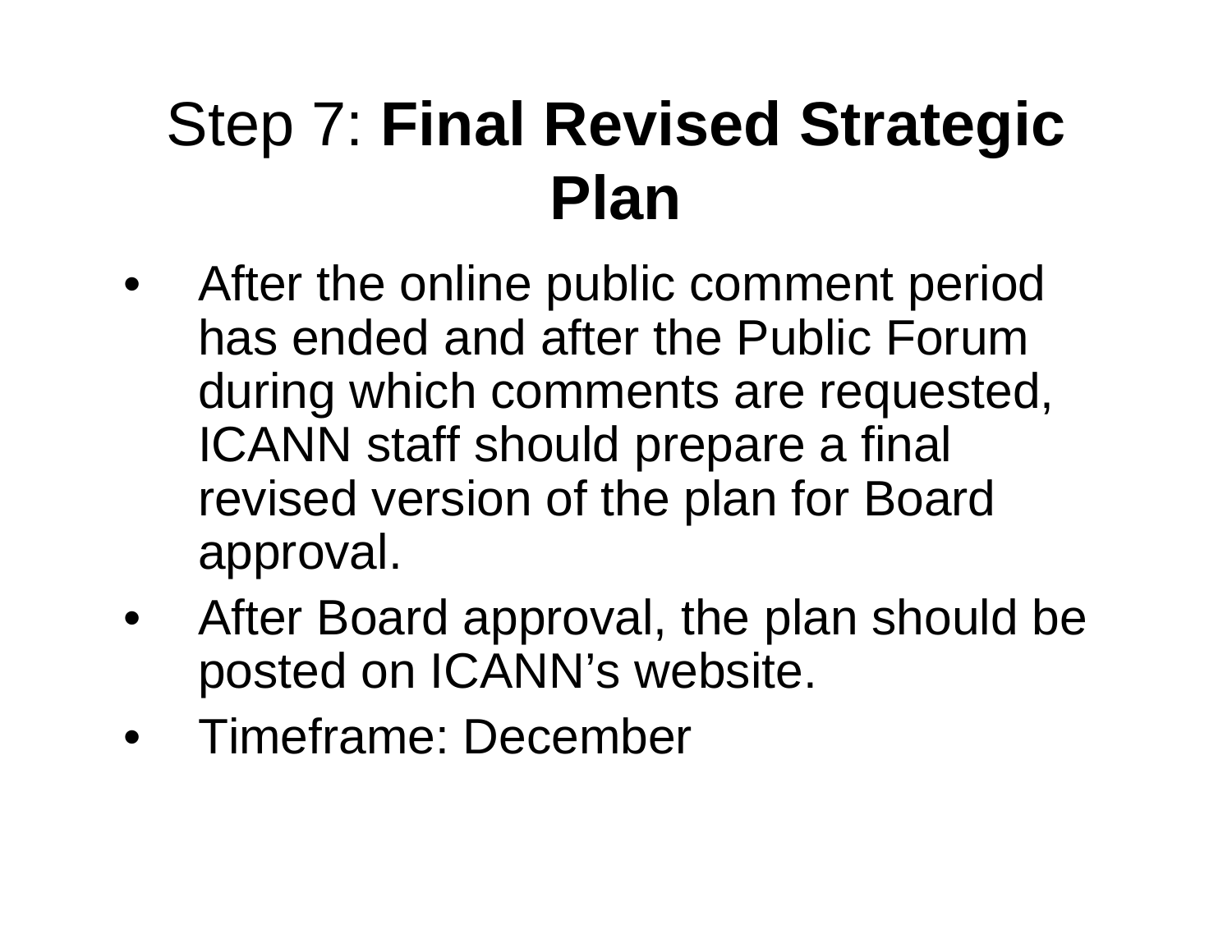# Step 7: **Final Revised Strategic Plan**

- After the online public comment period has ended and after the Public Forum during which comments are requested, ICANN staff should prepare a final revised version of the plan for Board approval.
- After Board approval, the plan should be posted on ICANN's website.
- Timeframe: December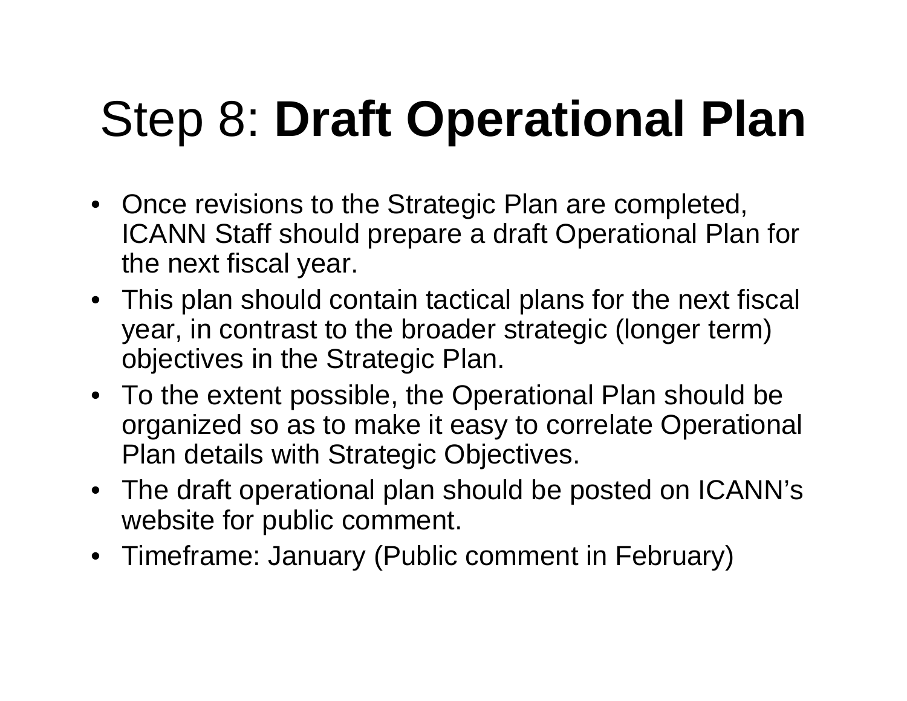# Step 8: **Draft Operational Plan**

- Once revisions to the Strategic Plan are completed, ICANN Staff should prepare a draft Operational Plan for the next fiscal year.
- This plan should contain tactical plans for the next fiscal year, in contrast to the broader strategic (longer term) objectives in the Strategic Plan.
- To the extent possible, the Operational Plan should be organized so as to make it easy to correlate Operational Plan details with Strategic Objectives.
- The draft operational plan should be posted on ICANN's website for public comment.
- Timeframe: January (Public comment in February)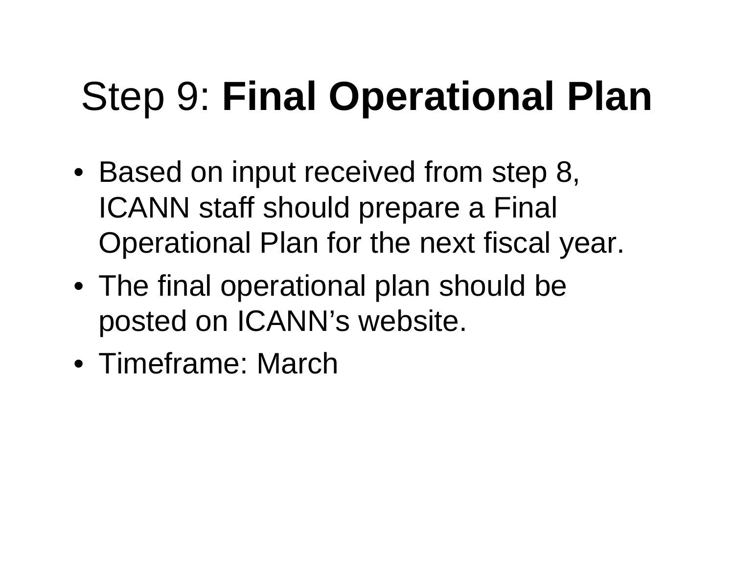# Step 9: **Final Operational Plan**

- Based on input received from step 8, ICANN staff should prepare a Final Operational Plan for the next fiscal year.
- The final operational plan should be posted on ICANN’s website.
- Timeframe: March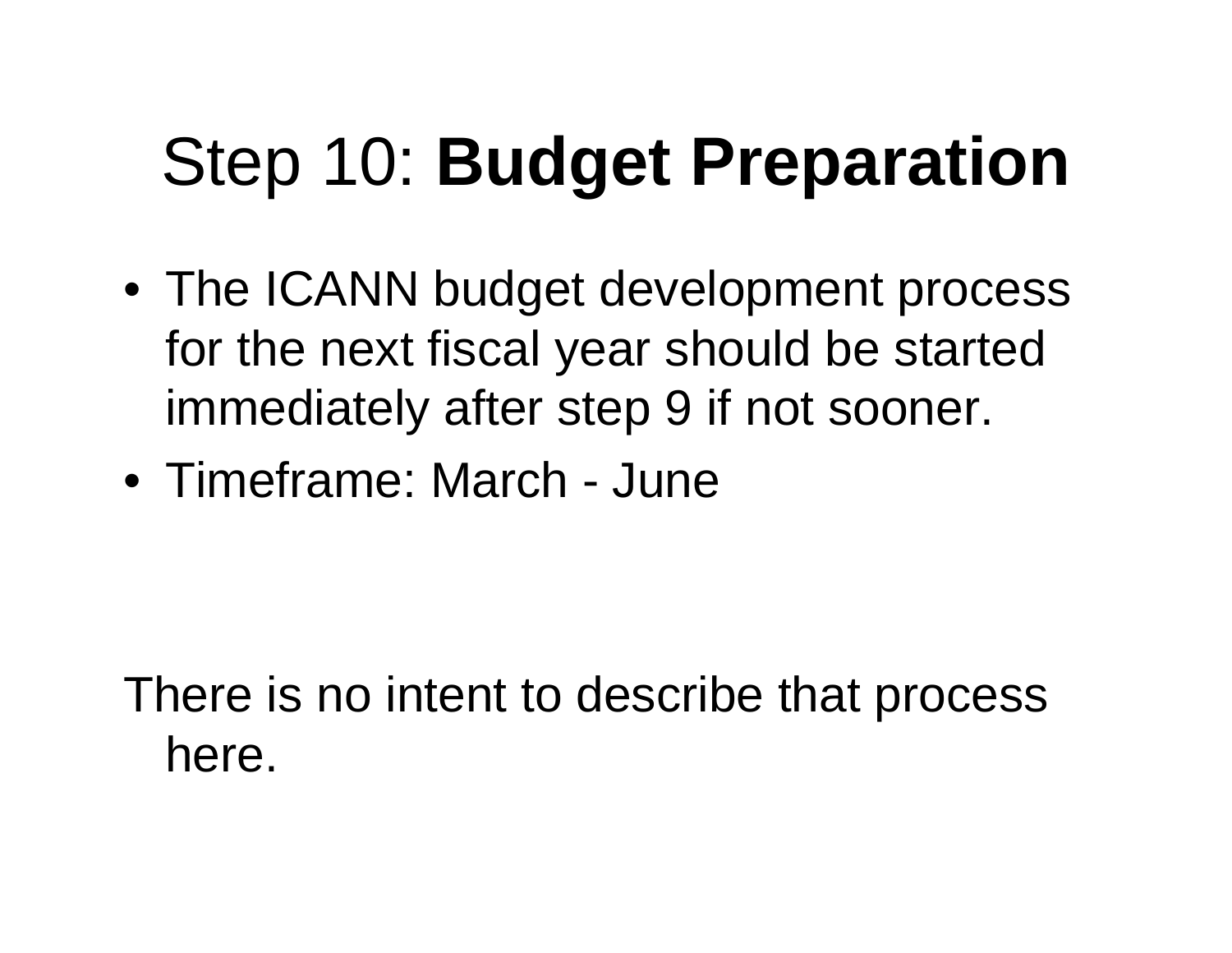# Step 10: **Budget Preparation**

- The ICANN budget development process for the next fiscal year should be started immediately after step 9 if not sooner.
- Timeframe: March - June

There is no intent to describe that process here.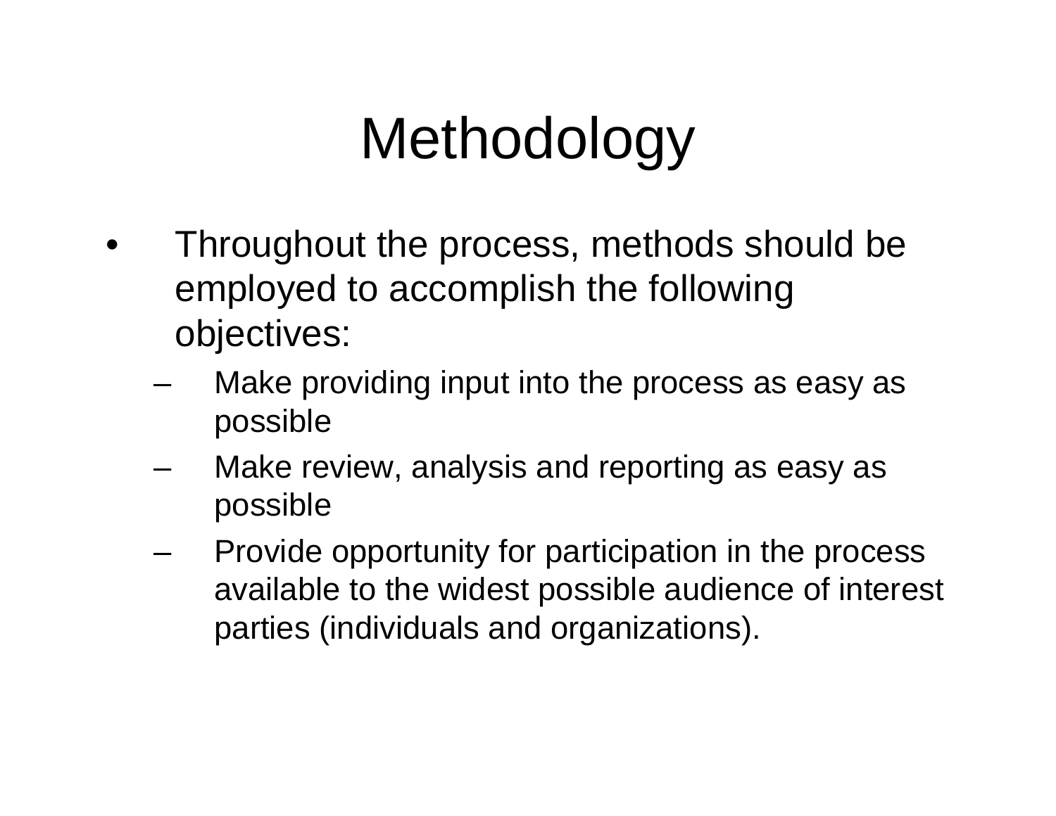# Methodology

- Throughout the process, methods should be employed to accomplish the following objectives:
  - Make providing input into the process as easy as possible
  - Make review, analysis and reporting as easy as possible
  - Provide opportunity for participation in the process available to the widest possible audience of interest parties (individuals and organizations).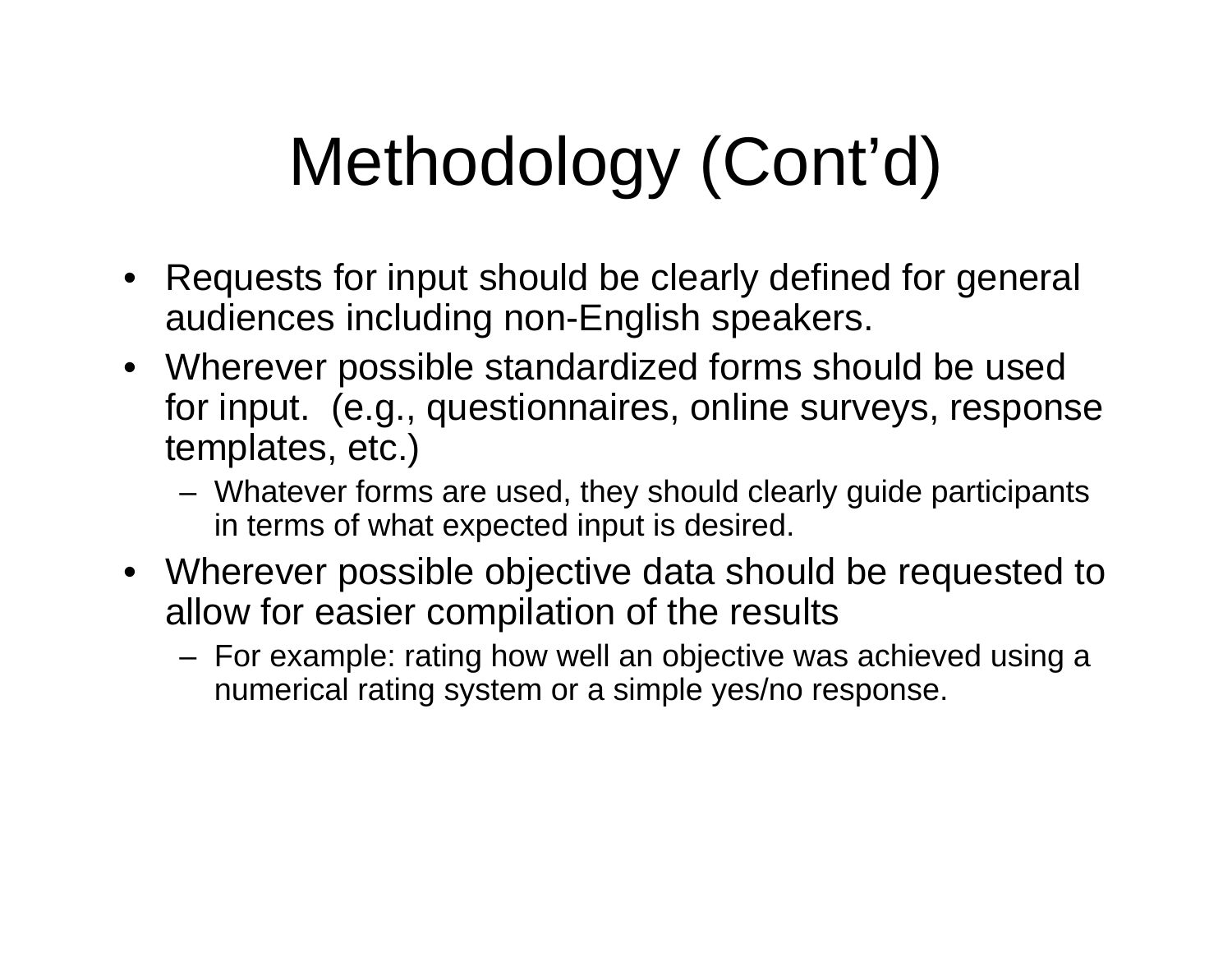# Methodology (Cont'd)

- Requests for input should be clearly defined for general audiences including non-English speakers.
- Wherever possible standardized forms should be used for input. (e.g., questionnaires, online surveys, response templates, etc.)
  - Whatever forms are used, they should clearly guide participants in terms of what expected input is desired.
- Wherever possible objective data should be requested to allow for easier compilation of the results
  - For example: rating how well an objective was achieved using a numerical rating system or a simple yes/no response.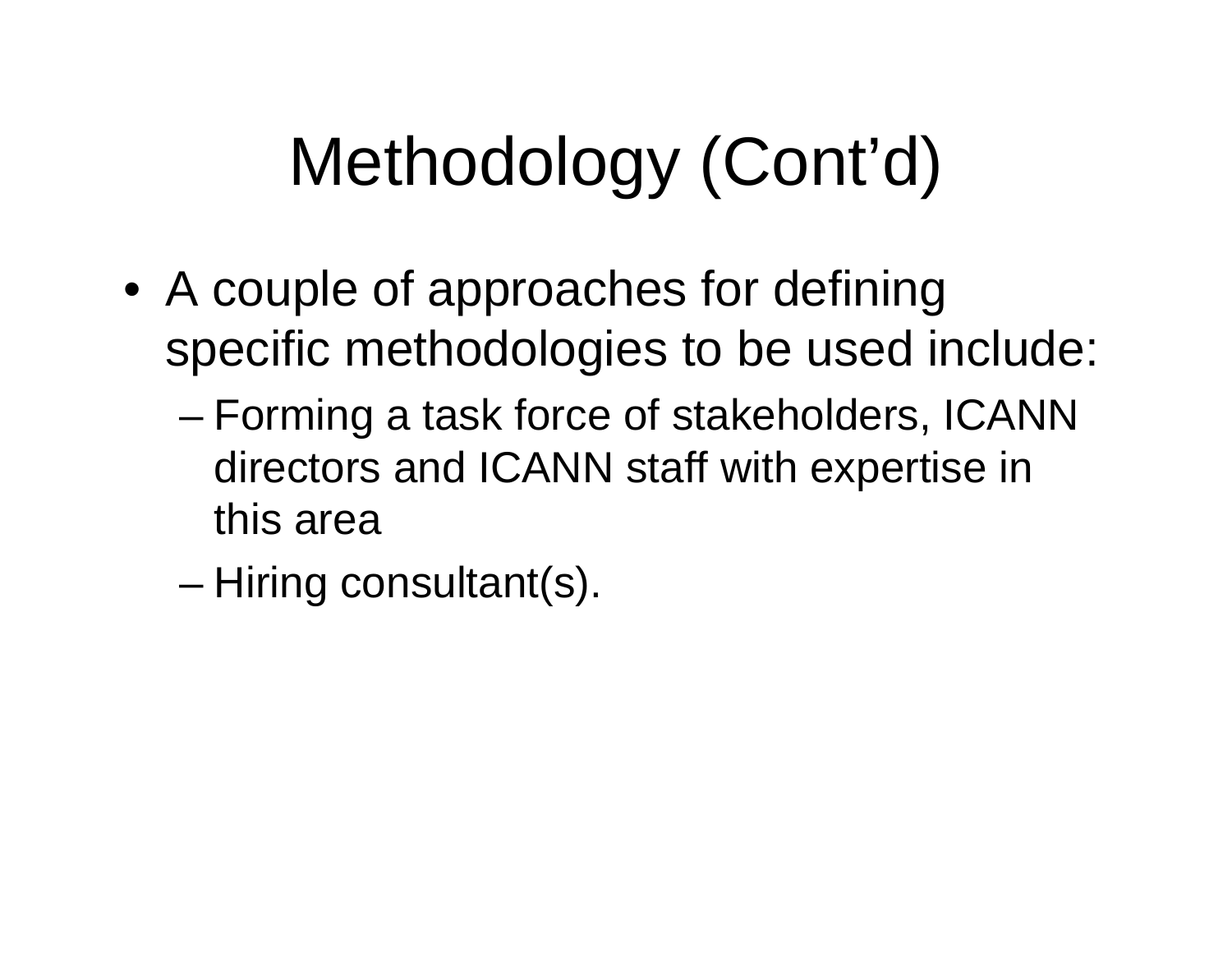# Methodology (Cont'd)

- A couple of approaches for defining specific methodologies to be used include:
  - Forming a task force of stakeholders, ICANN directors and ICANN staff with expertise in this area
  - Hiring consultant(s).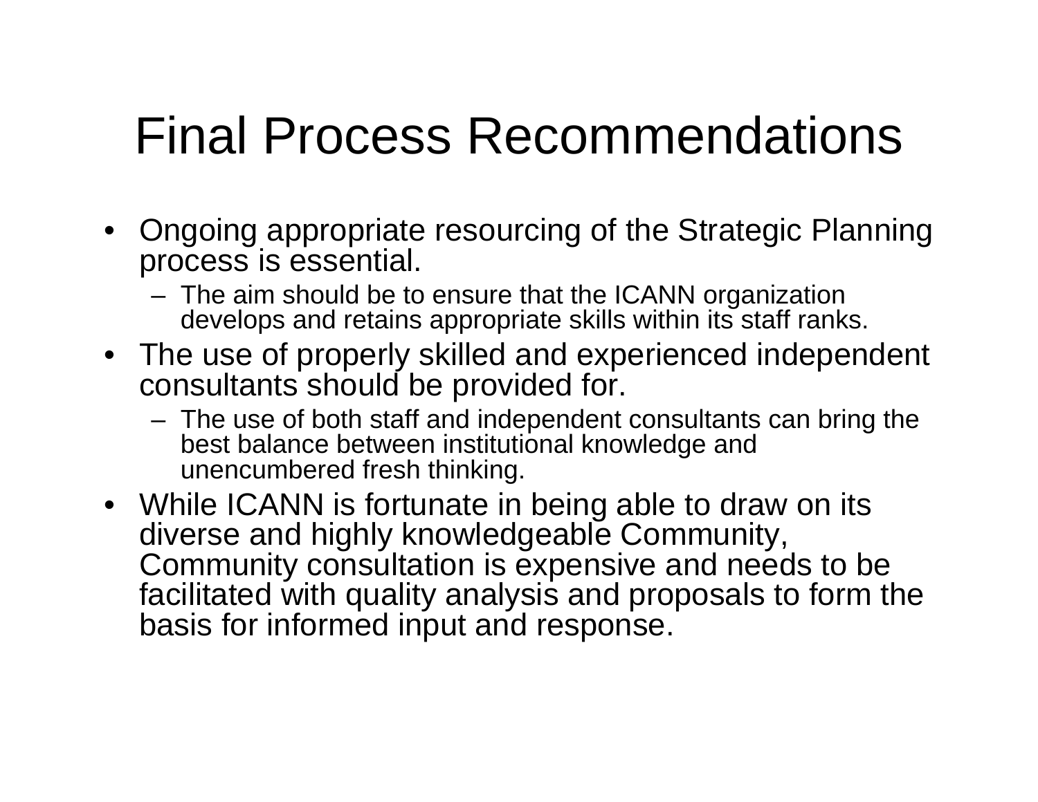# Final Process Recommendations

- Ongoing appropriate resourcing of the Strategic Planning process is essential.
  - The aim should be to ensure that the ICANN organization develops and retains appropriate skills within its staff ranks.
- The use of properly skilled and experienced independent consultants should be provided for.
  - The use of both staff and independent consultants can bring the best balance between institutional knowledge and unencumbered fresh thinking.
- While ICANN is fortunate in being able to draw on its diverse and highly knowledgeable Community, Community consultation is expensive and needs to be facilitated with quality analysis and proposals to form the basis for informed input and response.